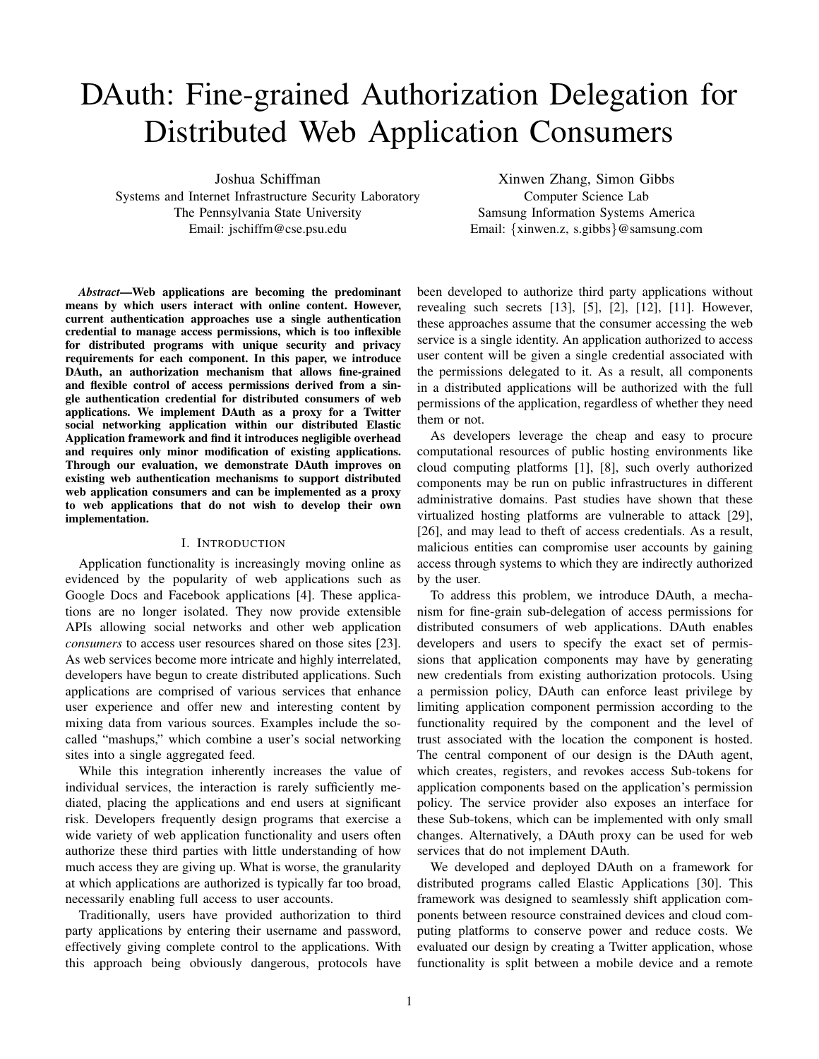# DAuth: Fine-grained Authorization Delegation for Distributed Web Application Consumers

Joshua Schiffman
Systems and Internet Infrastructure Security Laboratory
The Pennsylvania State University
Email: jschiffm@cse.psu.edu

Xinwen Zhang, Simon Gibbs
Computer Science Lab
Samsung Information Systems America
Email: {xinwen.z, s.gibbs}@samsung.com

***Abstract*—Web applications are becoming the predominant means by which users interact with online content. However, current authentication approaches use a single authentication credential to manage access permissions, which is too inflexible for distributed programs with unique security and privacy requirements for each component. In this paper, we introduce DAuth, an authorization mechanism that allows fine-grained and flexible control of access permissions derived from a single authentication credential for distributed consumers of web applications. We implement DAuth as a proxy for a Twitter social networking application within our distributed Elastic Application framework and find it introduces negligible overhead and requires only minor modification of existing applications. Through our evaluation, we demonstrate DAuth improves on existing web authentication mechanisms to support distributed web application consumers and can be implemented as a proxy to web applications that do not wish to develop their own implementation.**

## I. Introduction

Application functionality is increasingly moving online as evidenced by the popularity of web applications such as Google Docs and Facebook applications [4]. These applications are no longer isolated. They now provide extensible APIs allowing social networks and other web application *consumers* to access user resources shared on those sites [23]. As web services become more intricate and highly interrelated, developers have begun to create distributed applications. Such applications are comprised of various services that enhance user experience and offer new and interesting content by mixing data from various sources. Examples include the so-called "mashups," which combine a user's social networking sites into a single aggregated feed.

While this integration inherently increases the value of individual services, the interaction is rarely sufficiently mediated, placing the applications and end users at significant risk. Developers frequently design programs that exercise a wide variety of web application functionality and users often authorize these third parties with little understanding of how much access they are giving up. What is worse, the granularity at which applications are authorized is typically far too broad, necessarily enabling full access to user accounts.

Traditionally, users have provided authorization to third party applications by entering their username and password, effectively giving complete control to the applications. With this approach being obviously dangerous, protocols have been developed to authorize third party applications without revealing such secrets [13], [5], [2], [12], [11]. However, these approaches assume that the consumer accessing the web service is a single identity. An application authorized to access user content will be given a single credential associated with the permissions delegated to it. As a result, all components in a distributed applications will be authorized with the full permissions of the application, regardless of whether they need them or not.

As developers leverage the cheap and easy to procure computational resources of public hosting environments like cloud computing platforms [1], [8], such overly authorized components may be run on public infrastructures in different administrative domains. Past studies have shown that these virtualized hosting platforms are vulnerable to attack [29], [26], and may lead to theft of access credentials. As a result, malicious entities can compromise user accounts by gaining access through systems to which they are indirectly authorized by the user.

To address this problem, we introduce DAuth, a mechanism for fine-grain sub-delegation of access permissions for distributed consumers of web applications. DAuth enables developers and users to specify the exact set of permissions that application components may have by generating new credentials from existing authorization protocols. Using a permission policy, DAuth can enforce least privilege by limiting application component permission according to the functionality required by the component and the level of trust associated with the location the component is hosted. The central component of our design is the DAuth agent, which creates, registers, and revokes access Sub-tokens for application components based on the application's permission policy. The service provider also exposes an interface for these Sub-tokens, which can be implemented with only small changes. Alternatively, a DAuth proxy can be used for web services that do not implement DAuth.

We developed and deployed DAuth on a framework for distributed programs called Elastic Applications [30]. This framework was designed to seamlessly shift application components between resource constrained devices and cloud computing platforms to conserve power and reduce costs. We evaluated our design by creating a Twitter application, whose functionality is split between a mobile device and a remote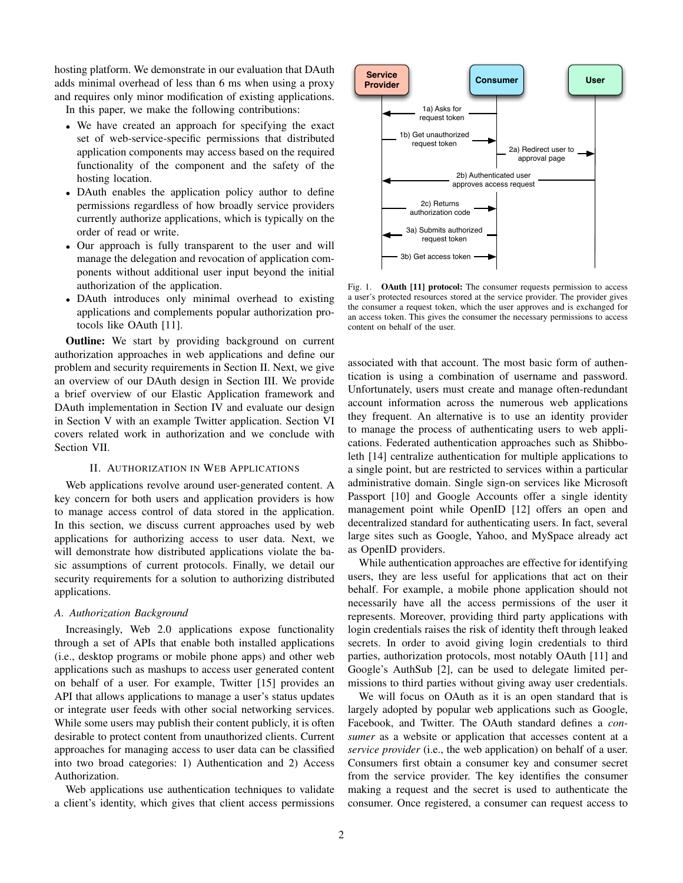hosting platform. We demonstrate in our evaluation that DAuth adds minimal overhead of less than 6 ms when using a proxy and requires only minor modification of existing applications.

In this paper, we make the following contributions:

- We have created an approach for specifying the exact set of web-service-specific permissions that distributed application components may access based on the required functionality of the component and the safety of the hosting location.
- DAuth enables the application policy author to define permissions regardless of how broadly service providers currently authorize applications, which is typically on the order of read or write.
- Our approach is fully transparent to the user and will manage the delegation and revocation of application components without additional user input beyond the initial authorization of the application.
- DAuth introduces only minimal overhead to existing applications and complements popular authorization protocols like OAuth [11].

**Outline:** We start by providing background on current authorization approaches in web applications and define our problem and security requirements in Section II. Next, we give an overview of our DAuth design in Section III. We provide a brief overview of our Elastic Application framework and DAuth implementation in Section IV and evaluate our design in Section V with an example Twitter application. Section VI covers related work in authorization and we conclude with Section VII.

## II. Authorization in Web Applications

Web applications revolve around user-generated content. A key concern for both users and application providers is how to manage access control of data stored in the application. In this section, we discuss current approaches used by web applications for authorizing access to user data. Next, we will demonstrate how distributed applications violate the basic assumptions of current protocols. Finally, we detail our security requirements for a solution to authorizing distributed applications.

### A. Authorization Background

Increasingly, Web 2.0 applications expose functionality through a set of APIs that enable both installed applications (i.e., desktop programs or mobile phone apps) and other web applications such as mashups to access user generated content on behalf of a user. For example, Twitter [15] provides an API that allows applications to manage a user's status updates or integrate user feeds with other social networking services. While some users may publish their content publicly, it is often desirable to protect content from unauthorized clients. Current approaches for managing access to user data can be classified into two broad categories: 1) Authentication and 2) Access Authorization.

Web applications use authentication techniques to validate a client's identity, which gives that client access permissions associated with that account. The most basic form of authentication is using a combination of username and password. Unfortunately, users must create and manage often-redundant account information across the numerous web applications they frequent. An alternative is to use an identity provider to manage the process of authenticating users to web applications. Federated authentication approaches such as Shibboleth [14] centralize authentication for multiple applications to a single point, but are restricted to services within a particular administrative domain. Single sign-on services like Microsoft Passport [10] and Google Accounts offer a single identity management point while OpenID [12] offers an open and decentralized standard for authenticating users. In fact, several large sites such as Google, Yahoo, and MySpace already act as OpenID providers.

Fig. 1. **OAuth [11] protocol:** The consumer requests permission to access a user's protected resources stored at the service provider. The provider gives the consumer a request token, which the user approves and is exchanged for an access token. This gives the consumer the necessary permissions to access content on behalf of the user.

While authentication approaches are effective for identifying users, they are less useful for applications that act on their behalf. For example, a mobile phone application should not necessarily have all the access permissions of the user it represents. Moreover, providing third party applications with login credentials raises the risk of identity theft through leaked secrets. In order to avoid giving login credentials to third parties, authorization protocols, most notably OAuth [11] and Google's AuthSub [2], can be used to delegate limited permissions to third parties without giving away user credentials.

We will focus on OAuth as it is an open standard that is largely adopted by popular web applications such as Google, Facebook, and Twitter. The OAuth standard defines a *consumer* as a website or application that accesses content at a *service provider* (i.e., the web application) on behalf of a user. Consumers first obtain a consumer key and consumer secret from the service provider. The key identifies the consumer making a request and the secret is used to authenticate the consumer. Once registered, a consumer can request access to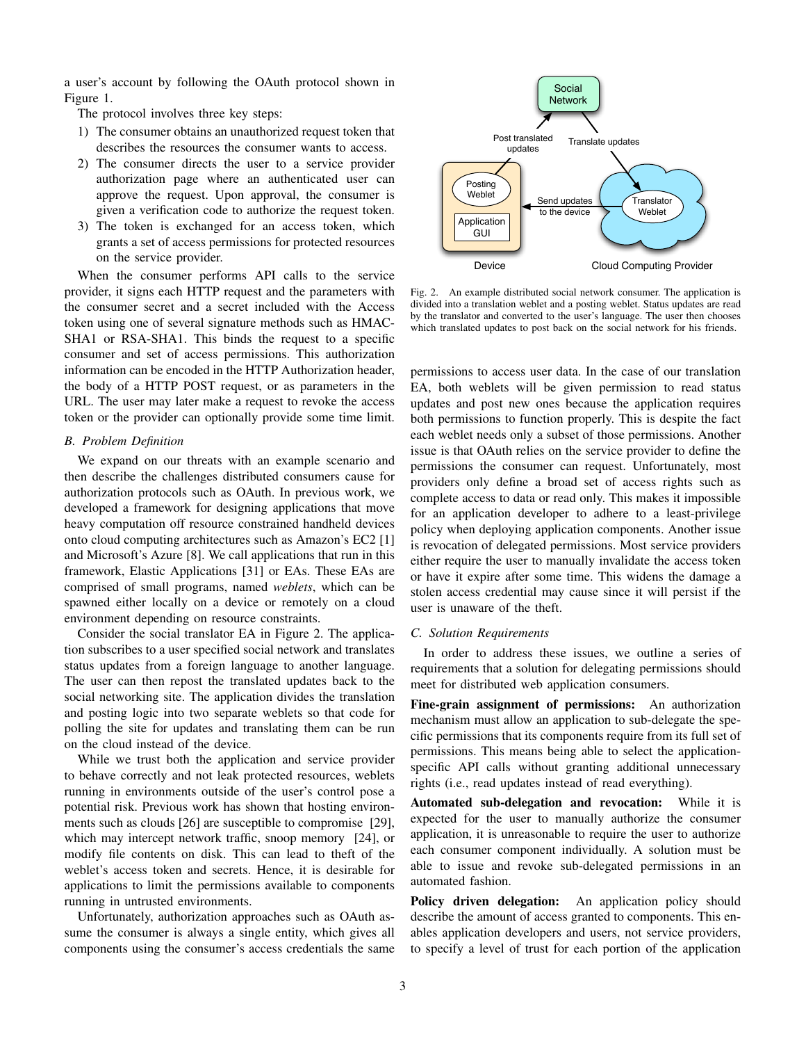a user's account by following the OAuth protocol shown in Figure 1.

The protocol involves three key steps:

1) The consumer obtains an unauthorized request token that describes the resources the consumer wants to access.
2) The consumer directs the user to a service provider authorization page where an authenticated user can approve the request. Upon approval, the consumer is given a verification code to authorize the request token.
3) The token is exchanged for an access token, which grants a set of access permissions for protected resources on the service provider.

When the consumer performs API calls to the service provider, it signs each HTTP request and the parameters with the consumer secret and a secret included with the Access token using one of several signature methods such as HMAC-SHA1 or RSA-SHA1. This binds the request to a specific consumer and set of access permissions. This authorization information can be encoded in the HTTP Authorization header, the body of a HTTP POST request, or as parameters in the URL. The user may later make a request to revoke the access token or the provider can optionally provide some time limit.

### B. Problem Definition

We expand on our threats with an example scenario and then describe the challenges distributed consumers cause for authorization protocols such as OAuth. In previous work, we developed a framework for designing applications that move heavy computation off resource constrained handheld devices onto cloud computing architectures such as Amazon's EC2 [1] and Microsoft's Azure [8]. We call applications that run in this framework, Elastic Applications [31] or EAs. These EAs are comprised of small programs, named *weblets*, which can be spawned either locally on a device or remotely on a cloud environment depending on resource constraints.

Consider the social translator EA in Figure 2. The application subscribes to a user specified social network and translates status updates from a foreign language to another language. The user can then repost the translated updates back to the social networking site. The application divides the translation and posting logic into two separate weblets so that code for polling the site for updates and translating them can be run on the cloud instead of the device.

While we trust both the application and service provider to behave correctly and not leak protected resources, weblets running in environments outside of the user's control pose a potential risk. Previous work has shown that hosting environments such as clouds [26] are susceptible to compromise [29], which may intercept network traffic, snoop memory [24], or modify file contents on disk. This can lead to theft of the weblet's access token and secrets. Hence, it is desirable for applications to limit the permissions available to components running in untrusted environments.

Unfortunately, authorization approaches such as OAuth assume the consumer is always a single entity, which gives all components using the consumer's access credentials the same permissions to access user data. In the case of our translation EA, both weblets will be given permission to read status updates and post new ones because the application requires both permissions to function properly. This is despite the fact each weblet needs only a subset of those permissions. Another issue is that OAuth relies on the service provider to define the permissions the consumer can request. Unfortunately, most providers only define a broad set of access rights such as complete access to data or read only. This makes it impossible for an application developer to adhere to a least-privilege policy when deploying application components. Another issue is revocation of delegated permissions. Most service providers either require the user to manually invalidate the access token or have it expire after some time. This widens the damage a stolen access credential may cause since it will persist if the user is unaware of the theft.

Fig. 2. An example distributed social network consumer. The application is divided into a translation weblet and a posting weblet. Status updates are read by the translator and converted to the user's language. The user then chooses which translated updates to post back on the social network for his friends.

### C. Solution Requirements

In order to address these issues, we outline a series of requirements that a solution for delegating permissions should meet for distributed web application consumers.

**Fine-grain assignment of permissions:** An authorization mechanism must allow an application to sub-delegate the specific permissions that its components require from its full set of permissions. This means being able to select the application-specific API calls without granting additional unnecessary rights (i.e., read updates instead of read everything).

**Automated sub-delegation and revocation:** While it is expected for the user to manually authorize the consumer application, it is unreasonable to require the user to authorize each consumer component individually. A solution must be able to issue and revoke sub-delegated permissions in an automated fashion.

**Policy driven delegation:** An application policy should describe the amount of access granted to components. This enables application developers and users, not service providers, to specify a level of trust for each portion of the application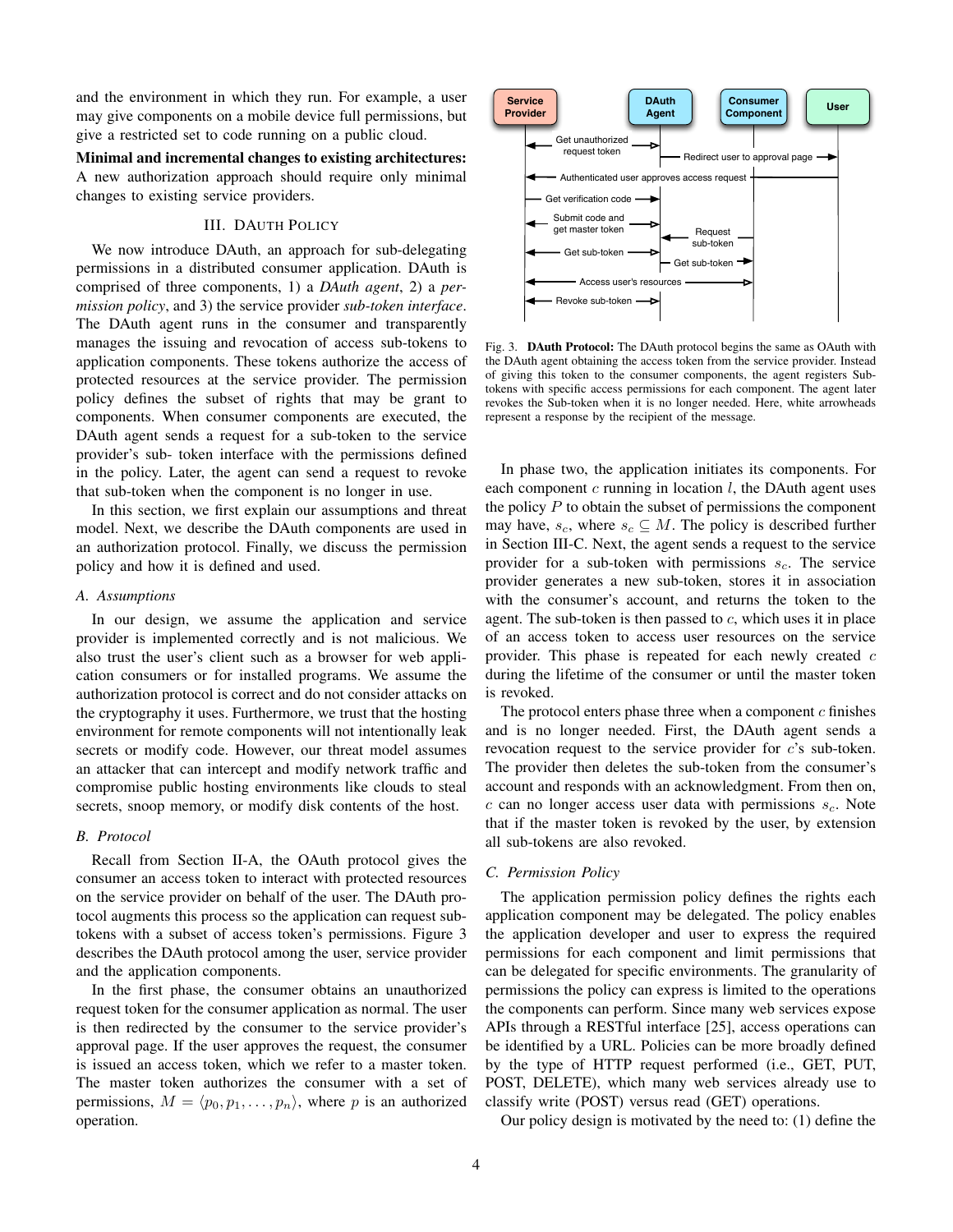and the environment in which they run. For example, a user may give components on a mobile device full permissions, but give a restricted set to code running on a public cloud.

**Minimal and incremental changes to existing architectures:** A new authorization approach should require only minimal changes to existing service providers.

## III. DAuth Policy

We now introduce DAuth, an approach for sub-delegating permissions in a distributed consumer application. DAuth is comprised of three components, 1) a *DAuth agent*, 2) a *permission policy*, and 3) the service provider *sub-token interface*. The DAuth agent runs in the consumer and transparently manages the issuing and revocation of access sub-tokens to application components. These tokens authorize the access of protected resources at the service provider. The permission policy defines the subset of rights that may be grant to components. When consumer components are executed, the DAuth agent sends a request for a sub-token to the service provider's sub- token interface with the permissions defined in the policy. Later, the agent can send a request to revoke that sub-token when the component is no longer in use.

In this section, we first explain our assumptions and threat model. Next, we describe the DAuth components are used in an authorization protocol. Finally, we discuss the permission policy and how it is defined and used.

### A. Assumptions

In our design, we assume the application and service provider is implemented correctly and is not malicious. We also trust the user's client such as a browser for web application consumers or for installed programs. We assume the authorization protocol is correct and do not consider attacks on the cryptography it uses. Furthermore, we trust that the hosting environment for remote components will not intentionally leak secrets or modify code. However, our threat model assumes an attacker that can intercept and modify network traffic and compromise public hosting environments like clouds to steal secrets, snoop memory, or modify disk contents of the host.

### B. Protocol

Recall from Section II-A, the OAuth protocol gives the consumer an access token to interact with protected resources on the service provider on behalf of the user. The DAuth protocol augments this process so the application can request sub-tokens with a subset of access token's permissions. Figure 3 describes the DAuth protocol among the user, service provider and the application components.

In the first phase, the consumer obtains an unauthorized request token for the consumer application as normal. The user is then redirected by the consumer to the service provider's approval page. If the user approves the request, the consumer is issued an access token, which we refer to a master token. The master token authorizes the consumer with a set of permissions, $M = \langle p_0, p_1, \ldots, p_n \rangle$, where $p$ is an authorized operation.

Fig. 3. **DAuth Protocol:** The DAuth protocol begins the same as OAuth with the DAuth agent obtaining the access token from the service provider. Instead of giving this token to the consumer components, the agent registers Sub-tokens with specific access permissions for each component. The agent later revokes the Sub-token when it is no longer needed. Here, white arrowheads represent a response by the recipient of the message.

In phase two, the application initiates its components. For each component $c$ running in location $l$, the DAuth agent uses the policy $P$ to obtain the subset of permissions the component may have, $s_c$, where $s_c \subseteq M$. The policy is described further in Section III-C. Next, the agent sends a request to the service provider for a sub-token with permissions $s_c$. The service provider generates a new sub-token, stores it in association with the consumer's account, and returns the token to the agent. The sub-token is then passed to $c$, which uses it in place of an access token to access user resources on the service provider. This phase is repeated for each newly created $c$ during the lifetime of the consumer or until the master token is revoked.

The protocol enters phase three when a component $c$ finishes and is no longer needed. First, the DAuth agent sends a revocation request to the service provider for $c$'s sub-token. The provider then deletes the sub-token from the consumer's account and responds with an acknowledgment. From then on, $c$ can no longer access user data with permissions $s_c$. Note that if the master token is revoked by the user, by extension all sub-tokens are also revoked.

### C. Permission Policy

The application permission policy defines the rights each application component may be delegated. The policy enables the application developer and user to express the required permissions for each component and limit permissions that can be delegated for specific environments. The granularity of permissions the policy can express is limited to the operations the components can perform. Since many web services expose APIs through a RESTful interface [25], access operations can be identified by a URL. Policies can be more broadly defined by the type of HTTP request performed (i.e., GET, PUT, POST, DELETE), which many web services already use to classify write (POST) versus read (GET) operations.

Our policy design is motivated by the need to: (1) define the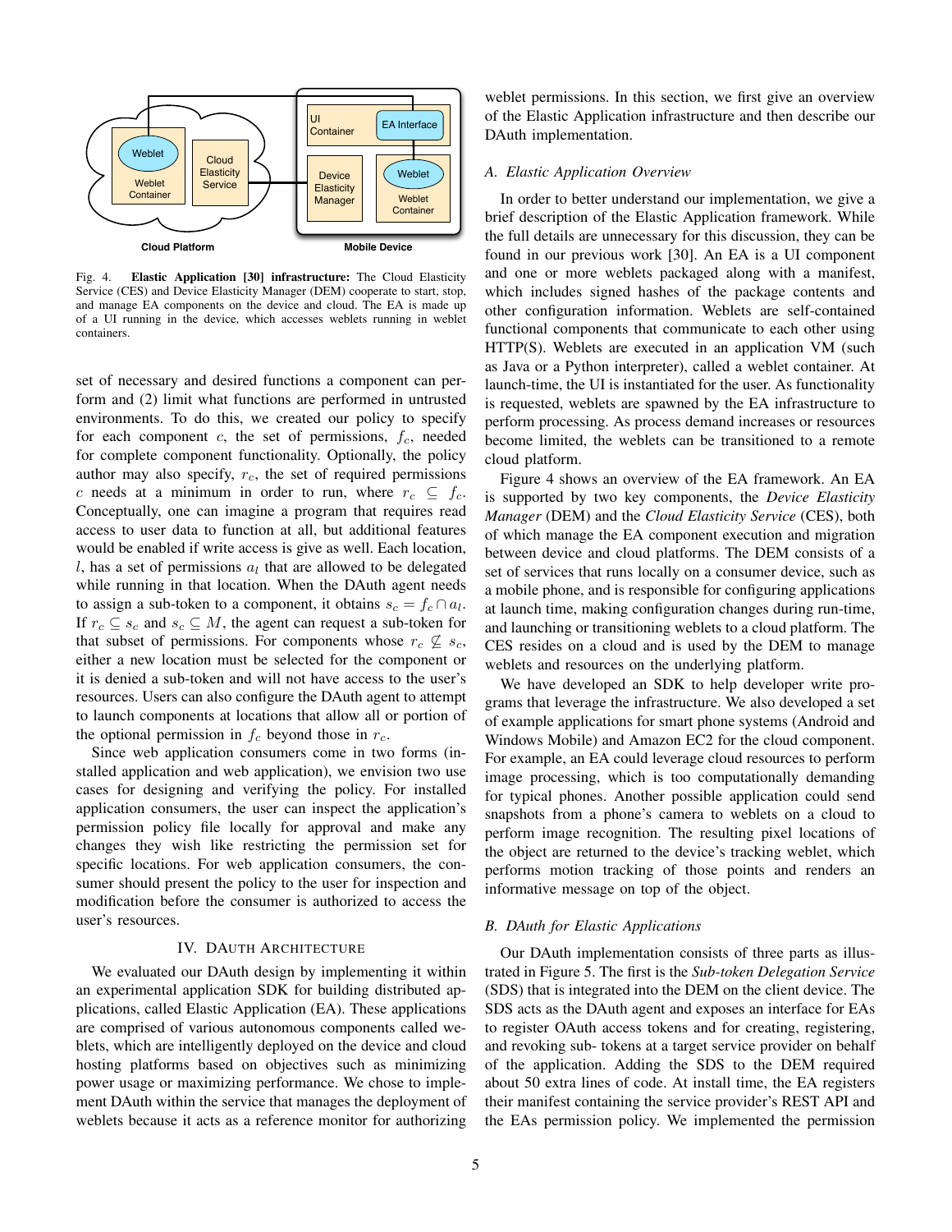Fig. 4. **Elastic Application [30] infrastructure:** The Cloud Elasticity Service (CES) and Device Elasticity Manager (DEM) cooperate to start, stop, and manage EA components on the device and cloud. The EA is made up of a UI running in the device, which accesses weblets running in weblet containers.

set of necessary and desired functions a component can perform and (2) limit what functions are performed in untrusted environments. To do this, we created our policy to specify for each component $c$, the set of permissions, $f_c$, needed for complete component functionality. Optionally, the policy author may also specify, $r_c$, the set of required permissions $c$ needs at a minimum in order to run, where $r_c \subseteq f_c$. Conceptually, one can imagine a program that requires read access to user data to function at all, but additional features would be enabled if write access is give as well. Each location, $l$, has a set of permissions $a_l$ that are allowed to be delegated while running in that location. When the DAuth agent needs to assign a sub-token to a component, it obtains $s_c = f_c \cap a_l$. If $r_c \subseteq s_c$ and $s_c \subseteq M$, the agent can request a sub-token for that subset of permissions. For components whose $r_c \nsubseteq s_c$, either a new location must be selected for the component or it is denied a sub-token and will not have access to the user's resources. Users can also configure the DAuth agent to attempt to launch components at locations that allow all or portion of the optional permission in $f_c$ beyond those in $r_c$.

Since web application consumers come in two forms (installed application and web application), we envision two use cases for designing and verifying the policy. For installed application consumers, the user can inspect the application's permission policy file locally for approval and make any changes they wish like restricting the permission set for specific locations. For web application consumers, the consumer should present the policy to the user for inspection and modification before the consumer is authorized to access the user's resources.

## IV. DAuth Architecture

We evaluated our DAuth design by implementing it within an experimental application SDK for building distributed applications, called Elastic Application (EA). These applications are comprised of various autonomous components called weblets, which are intelligently deployed on the device and cloud hosting platforms based on objectives such as minimizing power usage or maximizing performance. We chose to implement DAuth within the service that manages the deployment of weblets because it acts as a reference monitor for authorizing weblet permissions. In this section, we first give an overview of the Elastic Application infrastructure and then describe our DAuth implementation.

### A. Elastic Application Overview

In order to better understand our implementation, we give a brief description of the Elastic Application framework. While the full details are unnecessary for this discussion, they can be found in our previous work [30]. An EA is a UI component and one or more weblets packaged along with a manifest, which includes signed hashes of the package contents and other configuration information. Weblets are self-contained functional components that communicate to each other using HTTP(S). Weblets are executed in an application VM (such as Java or a Python interpreter), called a weblet container. At launch-time, the UI is instantiated for the user. As functionality is requested, weblets are spawned by the EA infrastructure to perform processing. As process demand increases or resources become limited, the weblets can be transitioned to a remote cloud platform.

Figure 4 shows an overview of the EA framework. An EA is supported by two key components, the *Device Elasticity Manager* (DEM) and the *Cloud Elasticity Service* (CES), both of which manage the EA component execution and migration between device and cloud platforms. The DEM consists of a set of services that runs locally on a consumer device, such as a mobile phone, and is responsible for configuring applications at launch time, making configuration changes during run-time, and launching or transitioning weblets to a cloud platform. The CES resides on a cloud and is used by the DEM to manage weblets and resources on the underlying platform.

We have developed an SDK to help developer write programs that leverage the infrastructure. We also developed a set of example applications for smart phone systems (Android and Windows Mobile) and Amazon EC2 for the cloud component. For example, an EA could leverage cloud resources to perform image processing, which is too computationally demanding for typical phones. Another possible application could send snapshots from a phone's camera to weblets on a cloud to perform image recognition. The resulting pixel locations of the object are returned to the device's tracking weblet, which performs motion tracking of those points and renders an informative message on top of the object.

### B. DAuth for Elastic Applications

Our DAuth implementation consists of three parts as illustrated in Figure 5. The first is the *Sub-token Delegation Service* (SDS) that is integrated into the DEM on the client device. The SDS acts as the DAuth agent and exposes an interface for EAs to register OAuth access tokens and for creating, registering, and revoking sub- tokens at a target service provider on behalf of the application. Adding the SDS to the DEM required about 50 extra lines of code. At install time, the EA registers their manifest containing the service provider's REST API and the EAs permission policy. We implemented the permission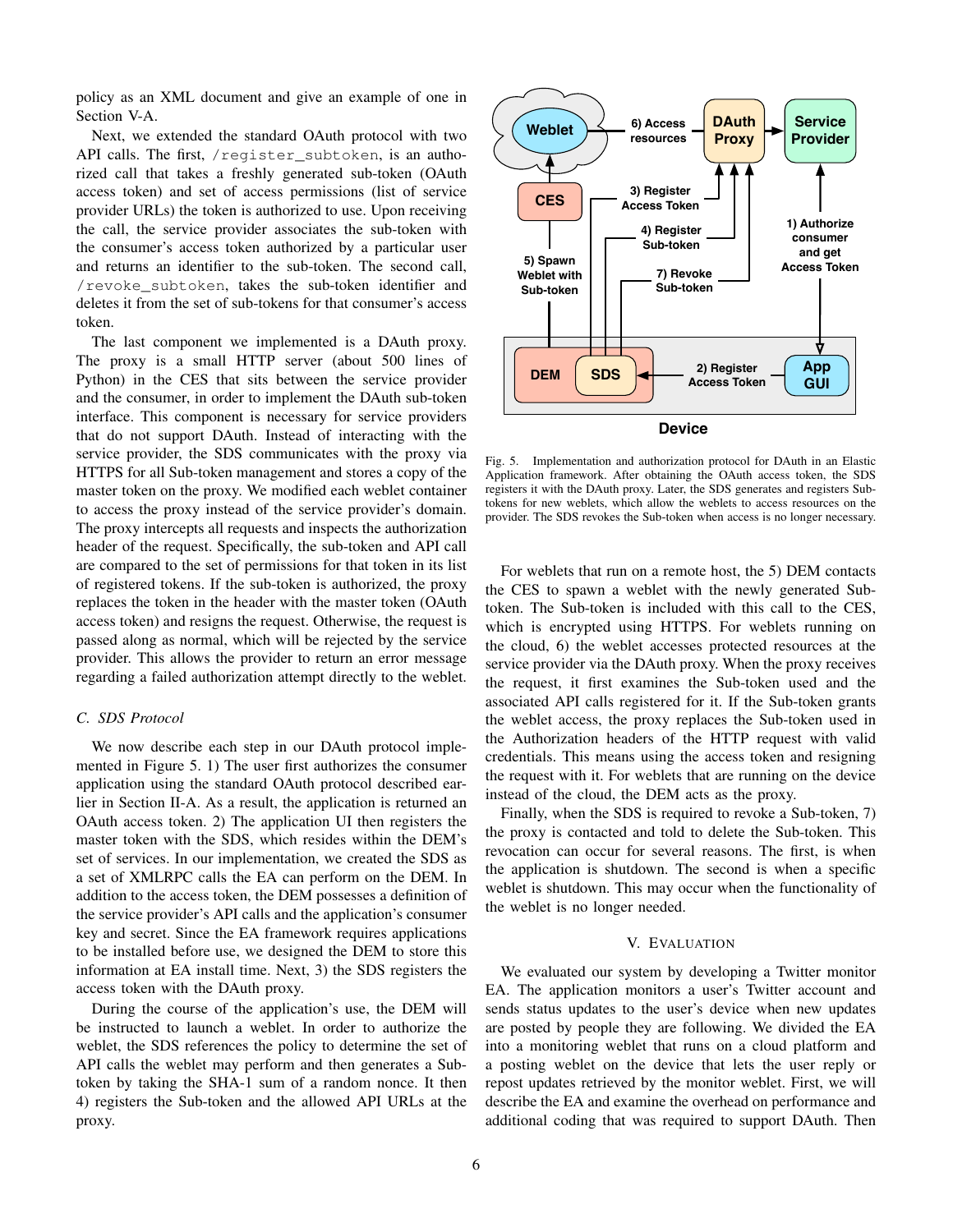policy as an XML document and give an example of one in Section V-A.

Next, we extended the standard OAuth protocol with two API calls. The first, `/register_subtoken`, is an authorized call that takes a freshly generated sub-token (OAuth access token) and set of access permissions (list of service provider URLs) the token is authorized to use. Upon receiving the call, the service provider associates the sub-token with the consumer's access token authorized by a particular user and returns an identifier to the sub-token. The second call, `/revoke_subtoken`, takes the sub-token identifier and deletes it from the set of sub-tokens for that consumer's access token.

The last component we implemented is a DAuth proxy. The proxy is a small HTTP server (about 500 lines of Python) in the CES that sits between the service provider and the consumer, in order to implement the DAuth sub-token interface. This component is necessary for service providers that do not support DAuth. Instead of interacting with the service provider, the SDS communicates with the proxy via HTTPS for all Sub-token management and stores a copy of the master token on the proxy. We modified each weblet container to access the proxy instead of the service provider's domain. The proxy intercepts all requests and inspects the authorization header of the request. Specifically, the sub-token and API call are compared to the set of permissions for that token in its list of registered tokens. If the sub-token is authorized, the proxy replaces the token in the header with the master token (OAuth access token) and resigns the request. Otherwise, the request is passed along as normal, which will be rejected by the service provider. This allows the provider to return an error message regarding a failed authorization attempt directly to the weblet.

### C. SDS Protocol

We now describe each step in our DAuth protocol implemented in Figure 5. 1) The user first authorizes the consumer application using the standard OAuth protocol described earlier in Section II-A. As a result, the application is returned an OAuth access token. 2) The application UI then registers the master token with the SDS, which resides within the DEM's set of services. In our implementation, we created the SDS as a set of XMLRPC calls the EA can perform on the DEM. In addition to the access token, the DEM possesses a definition of the service provider's API calls and the application's consumer key and secret. Since the EA framework requires applications to be installed before use, we designed the DEM to store this information at EA install time. Next, 3) the SDS registers the access token with the DAuth proxy.

During the course of the application's use, the DEM will be instructed to launch a weblet. In order to authorize the weblet, the SDS references the policy to determine the set of API calls the weblet may perform and then generates a Sub-token by taking the SHA-1 sum of a random nonce. It then 4) registers the Sub-token and the allowed API URLs at the proxy.

Fig. 5. Implementation and authorization protocol for DAuth in an Elastic Application framework. After obtaining the OAuth access token, the SDS registers it with the DAuth proxy. Later, the SDS generates and registers Sub-tokens for new weblets, which allow the weblets to access resources on the provider. The SDS revokes the Sub-token when access is no longer necessary.

For weblets that run on a remote host, the 5) DEM contacts the CES to spawn a weblet with the newly generated Sub-token. The Sub-token is included with this call to the CES, which is encrypted using HTTPS. For weblets running on the cloud, 6) the weblet accesses protected resources at the service provider via the DAuth proxy. When the proxy receives the request, it first examines the Sub-token used and the associated API calls registered for it. If the Sub-token grants the weblet access, the proxy replaces the Sub-token used in the Authorization headers of the HTTP request with valid credentials. This means using the access token and resigning the request with it. For weblets that are running on the device instead of the cloud, the DEM acts as the proxy.

Finally, when the SDS is required to revoke a Sub-token, 7) the proxy is contacted and told to delete the Sub-token. This revocation can occur for several reasons. The first, is when the application is shutdown. The second is when a specific weblet is shutdown. This may occur when the functionality of the weblet is no longer needed.

## V. Evaluation

We evaluated our system by developing a Twitter monitor EA. The application monitors a user's Twitter account and sends status updates to the user's device when new updates are posted by people they are following. We divided the EA into a monitoring weblet that runs on a cloud platform and a posting weblet on the device that lets the user reply or repost updates retrieved by the monitor weblet. First, we will describe the EA and examine the overhead on performance and additional coding that was required to support DAuth. Then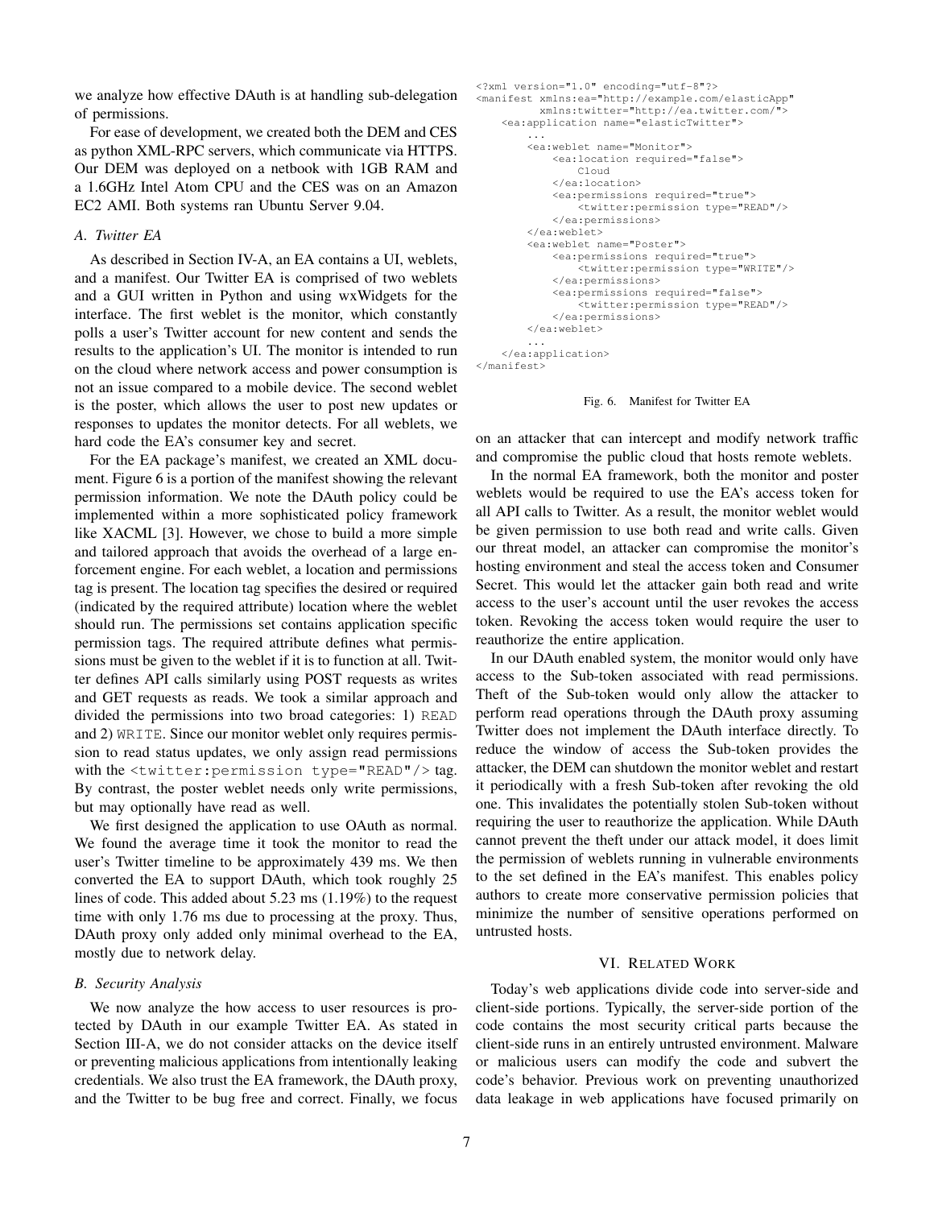we analyze how effective DAuth is at handling sub-delegation of permissions.

For ease of development, we created both the DEM and CES as python XML-RPC servers, which communicate via HTTPS. Our DEM was deployed on a netbook with 1GB RAM and a 1.6GHz Intel Atom CPU and the CES was on an Amazon EC2 AMI. Both systems ran Ubuntu Server 9.04.

### A. Twitter EA

As described in Section IV-A, an EA contains a UI, weblets, and a manifest. Our Twitter EA is comprised of two weblets and a GUI written in Python and using wxWidgets for the interface. The first weblet is the monitor, which constantly polls a user's Twitter account for new content and sends the results to the application's UI. The monitor is intended to run on the cloud where network access and power consumption is not an issue compared to a mobile device. The second weblet is the poster, which allows the user to post new updates or responses to updates the monitor detects. For all weblets, we hard code the EA's consumer key and secret.

For the EA package's manifest, we created an XML document. Figure 6 is a portion of the manifest showing the relevant permission information. We note the DAuth policy could be implemented within a more sophisticated policy framework like XACML [3]. However, we chose to build a more simple and tailored approach that avoids the overhead of a large enforcement engine. For each weblet, a location and permissions tag is present. The location tag specifies the desired or required (indicated by the required attribute) location where the weblet should run. The permissions set contains application specific permission tags. The required attribute defines what permissions must be given to the weblet if it is to function at all. Twitter defines API calls similarly using POST requests as writes and GET requests as reads. We took a similar approach and divided the permissions into two broad categories: 1) `READ` and 2) `WRITE`. Since our monitor weblet only requires permission to read status updates, we only assign read permissions with the `<twitter:permission type="READ"/>` tag. By contrast, the poster weblet needs only write permissions, but may optionally have read as well.

We first designed the application to use OAuth as normal. We found the average time it took the monitor to read the user's Twitter timeline to be approximately 439 ms. We then converted the EA to support DAuth, which took roughly 25 lines of code. This added about 5.23 ms (1.19%) to the request time with only 1.76 ms due to processing at the proxy. Thus, DAuth proxy only added only minimal overhead to the EA, mostly due to network delay.

### B. Security Analysis

We now analyze the how access to user resources is protected by DAuth in our example Twitter EA. As stated in Section III-A, we do not consider attacks on the device itself or preventing malicious applications from intentionally leaking credentials. We also trust the EA framework, the DAuth proxy, and the Twitter to be bug free and correct. Finally, we focus on an attacker that can intercept and modify network traffic and compromise the public cloud that hosts remote weblets.

```
<?xml version="1.0" encoding="utf-8"?>
<manifest xmlns:ea="http://example.com/elasticApp"
          xmlns:twitter="http://ea.twitter.com/">
    <ea:application name="elasticTwitter">
        ...
        <ea:weblet name="Monitor">
            <ea:location required="false">
                Cloud
            </ea:location>
            <ea:permissions required="true">
                <twitter:permission type="READ"/>
            </ea:permissions>
        </ea:weblet>
        <ea:weblet name="Poster">
            <ea:permissions required="true">
                <twitter:permission type="WRITE"/>
            </ea:permissions>
            <ea:permissions required="false">
                <twitter:permission type="READ"/>
            </ea:permissions>
        </ea:weblet>
        ...
    </ea:application>
</manifest>
```

Fig. 6. Manifest for Twitter EA

In the normal EA framework, both the monitor and poster weblets would be required to use the EA's access token for all API calls to Twitter. As a result, the monitor weblet would be given permission to use both read and write calls. Given our threat model, an attacker can compromise the monitor's hosting environment and steal the access token and Consumer Secret. This would let the attacker gain both read and write access to the user's account until the user revokes the access token. Revoking the access token would require the user to reauthorize the entire application.

In our DAuth enabled system, the monitor would only have access to the Sub-token associated with read permissions. Theft of the Sub-token would only allow the attacker to perform read operations through the DAuth proxy assuming Twitter does not implement the DAuth interface directly. To reduce the window of access the Sub-token provides the attacker, the DEM can shutdown the monitor weblet and restart it periodically with a fresh Sub-token after revoking the old one. This invalidates the potentially stolen Sub-token without requiring the user to reauthorize the application. While DAuth cannot prevent the theft under our attack model, it does limit the permission of weblets running in vulnerable environments to the set defined in the EA's manifest. This enables policy authors to create more conservative permission policies that minimize the number of sensitive operations performed on untrusted hosts.

## VI. Related Work

Today's web applications divide code into server-side and client-side portions. Typically, the server-side portion of the code contains the most security critical parts because the client-side runs in an entirely untrusted environment. Malware or malicious users can modify the code and subvert the code's behavior. Previous work on preventing unauthorized data leakage in web applications have focused primarily on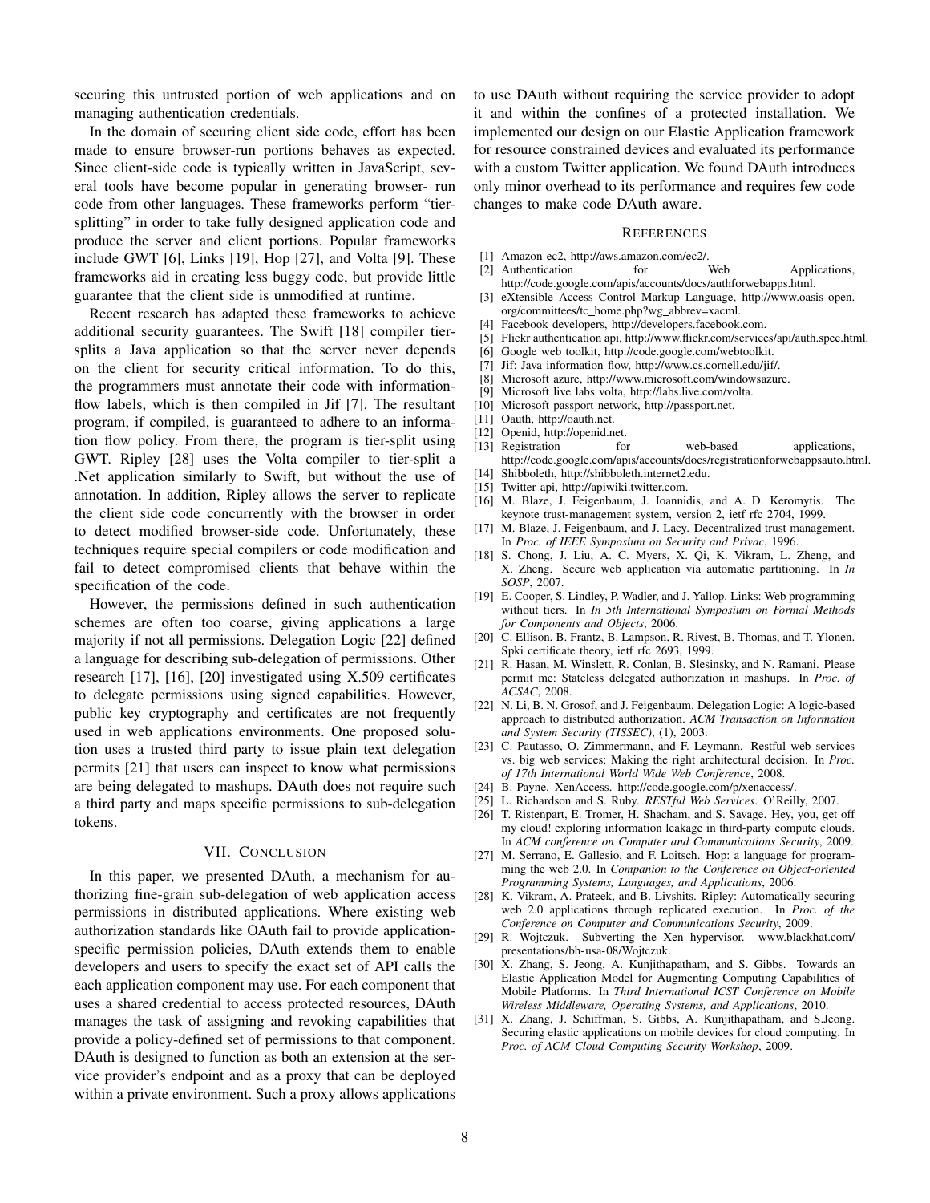securing this untrusted portion of web applications and on managing authentication credentials.

In the domain of securing client side code, effort has been made to ensure browser-run portions behaves as expected. Since client-side code is typically written in JavaScript, several tools have become popular in generating browser- run code from other languages. These frameworks perform "tier-splitting" in order to take fully designed application code and produce the server and client portions. Popular frameworks include GWT [6], Links [19], Hop [27], and Volta [9]. These frameworks aid in creating less buggy code, but provide little guarantee that the client side is unmodified at runtime.

Recent research has adapted these frameworks to achieve additional security guarantees. The Swift [18] compiler tier-splits a Java application so that the server never depends on the client for security critical information. To do this, the programmers must annotate their code with information-flow labels, which is then compiled in Jif [7]. The resultant program, if compiled, is guaranteed to adhere to an information flow policy. From there, the program is tier-split using GWT. Ripley [28] uses the Volta compiler to tier-split a .Net application similarly to Swift, but without the use of annotation. In addition, Ripley allows the server to replicate the client side code concurrently with the browser in order to detect modified browser-side code. Unfortunately, these techniques require special compilers or code modification and fail to detect compromised clients that behave within the specification of the code.

However, the permissions defined in such authentication schemes are often too coarse, giving applications a large majority if not all permissions. Delegation Logic [22] defined a language for describing sub-delegation of permissions. Other research [17], [16], [20] investigated using X.509 certificates to delegate permissions using signed capabilities. However, public key cryptography and certificates are not frequently used in web applications environments. One proposed solution uses a trusted third party to issue plain text delegation permits [21] that users can inspect to know what permissions are being delegated to mashups. DAuth does not require such a third party and maps specific permissions to sub-delegation tokens.

## VII. Conclusion

In this paper, we presented DAuth, a mechanism for authorizing fine-grain sub-delegation of web application access permissions in distributed applications. Where existing web authorization standards like OAuth fail to provide application-specific permission policies, DAuth extends them to enable developers and users to specify the exact set of API calls the each application component may use. For each component that uses a shared credential to access protected resources, DAuth manages the task of assigning and revoking capabilities that provide a policy-defined set of permissions to that component. DAuth is designed to function as both an extension at the service provider's endpoint and as a proxy that can be deployed within a private environment. Such a proxy allows applications to use DAuth without requiring the service provider to adopt it and within the confines of a protected installation. We implemented our design on our Elastic Application framework for resource constrained devices and evaluated its performance with a custom Twitter application. We found DAuth introduces only minor overhead to its performance and requires few code changes to make code DAuth aware.

## References

[1] Amazon ec2, http://aws.amazon.com/ec2/.
[2] Authentication for Web Applications, http://code.google.com/apis/accounts/docs/authforwebapps.html.
[3] eXtensible Access Control Markup Language, http://www.oasis-open.org/committees/tc_home.php?wg_abbrev=xacml.
[4] Facebook developers, http://developers.facebook.com.
[5] Flickr authentication api, http://www.flickr.com/services/api/auth.spec.html.
[6] Google web toolkit, http://code.google.com/webtoolkit.
[7] Jif: Java information flow, http://www.cs.cornell.edu/jif/.
[8] Microsoft azure, http://www.microsoft.com/windowsazure.
[9] Microsoft live labs volta, http://labs.live.com/volta.
[10] Microsoft passport network, http://passport.net.
[11] Oauth, http://oauth.net.
[12] Openid, http://openid.net.
[13] Registration for web-based applications, http://code.google.com/apis/accounts/docs/registrationforwebappsauto.html.
[14] Shibboleth, http://shibboleth.internet2.edu.
[15] Twitter api, http://apiwiki.twitter.com.
[16] M. Blaze, J. Feigenbaum, J. Ioannidis, and A. D. Keromytis. The keynote trust-management system, version 2, ietf rfc 2704, 1999.
[17] M. Blaze, J. Feigenbaum, and J. Lacy. Decentralized trust management. In *Proc. of IEEE Symposium on Security and Privac*, 1996.
[18] S. Chong, J. Liu, A. C. Myers, X. Qi, K. Vikram, L. Zheng, and X. Zheng. Secure web application via automatic partitioning. In *In SOSP*, 2007.
[19] E. Cooper, S. Lindley, P. Wadler, and J. Yallop. Links: Web programming without tiers. In *In 5th International Symposium on Formal Methods for Components and Objects*, 2006.
[20] C. Ellison, B. Frantz, B. Lampson, R. Rivest, B. Thomas, and T. Ylonen. Spki certificate theory, ietf rfc 2693, 1999.
[21] R. Hasan, M. Winslett, R. Conlan, B. Slesinsky, and N. Ramani. Please permit me: Stateless delegated authorization in mashups. In *Proc. of ACSAC*, 2008.
[22] N. Li, B. N. Grosof, and J. Feigenbaum. Delegation Logic: A logic-based approach to distributed authorization. *ACM Transaction on Information and System Security (TISSEC)*, (1), 2003.
[23] C. Pautasso, O. Zimmermann, and F. Leymann. Restful web services vs. big web services: Making the right architectural decision. In *Proc. of 17th International World Wide Web Conference*, 2008.
[24] B. Payne. XenAccess. http://code.google.com/p/xenaccess/.
[25] L. Richardson and S. Ruby. *RESTful Web Services*. O'Reilly, 2007.
[26] T. Ristenpart, E. Tromer, H. Shacham, and S. Savage. Hey, you, get off my cloud! exploring information leakage in third-party compute clouds. In *ACM conference on Computer and Communications Security*, 2009.
[27] M. Serrano, E. Gallesio, and F. Loitsch. Hop: a language for programming the web 2.0. In *Companion to the Conference on Object-oriented Programming Systems, Languages, and Applications*, 2006.
[28] K. Vikram, A. Prateek, and B. Livshits. Ripley: Automatically securing web 2.0 applications through replicated execution. In *Proc. of the Conference on Computer and Communications Security*, 2009.
[29] R. Wojtczuk. Subverting the Xen hypervisor. www.blackhat.com/presentations/bh-usa-08/Wojtczuk.
[30] X. Zhang, S. Jeong, A. Kunjithapatham, and S. Gibbs. Towards an Elastic Application Model for Augmenting Computing Capabilities of Mobile Platforms. In *Third International ICST Conference on Mobile Wireless Middleware, Operating Systems, and Applications*, 2010.
[31] X. Zhang, J. Schiffman, S. Gibbs, A. Kunjithapatham, and S.Jeong. Securing elastic applications on mobile devices for cloud computing. In *Proc. of ACM Cloud Computing Security Workshop*, 2009.